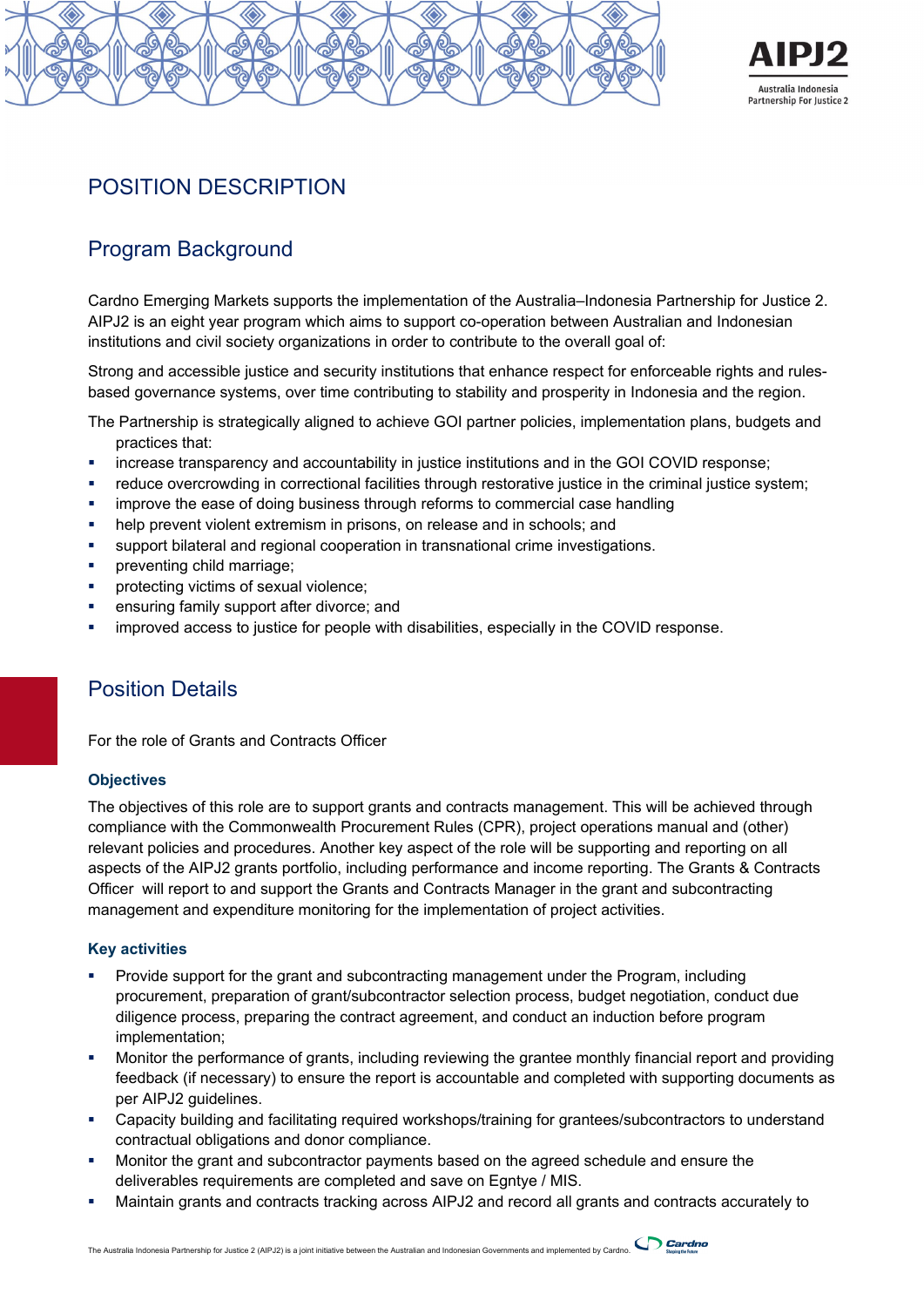# POSITION DESCRIPTION

## Program Background

Cardno Emerging Markets supports the implementation of the Australia–Indonesia Partnership for Justice 2. AIPJ2 is an eight year program which aims to support co-operation between Australian and Indonesian institutions and civil society organizations in order to contribute to the overall goal of:

Strong and accessible justice and security institutions that enhance respect for enforceable rights and rules-based governance systems, over time contributing to stability and prosperity in Indonesia and the region.

The Partnership is strategically aligned to achieve GOI partner policies, implementation plans, budgets and practices that:

- increase transparency and accountability in justice institutions and in the GOI COVID response;
- reduce overcrowding in correctional facilities through restorative justice in the criminal justice system;
- improve the ease of doing business through reforms to commercial case handling
- help prevent violent extremism in prisons, on release and in schools; and
- support bilateral and regional cooperation in transnational crime investigations.
- preventing child marriage;
- protecting victims of sexual violence;
- ensuring family support after divorce; and
- improved access to justice for people with disabilities, especially in the COVID response.

## Position Details

For the role of Grants and Contracts Officer

### Objectives

The objectives of this role are to support grants and contracts management. This will be achieved through compliance with the Commonwealth Procurement Rules (CPR), project operations manual and (other) relevant policies and procedures. Another key aspect of the role will be supporting and reporting on all aspects of the AIPJ2 grants portfolio, including performance and income reporting. The Grants & Contracts Officer will report to and support the Grants and Contracts Manager in the grant and subcontracting management and expenditure monitoring for the implementation of project activities.

### Key activities

- Provide support for the grant and subcontracting management under the Program, including procurement, preparation of grant/subcontractor selection process, budget negotiation, conduct due diligence process, preparing the contract agreement, and conduct an induction before program implementation;
- Monitor the performance of grants, including reviewing the grantee monthly financial report and providing feedback (if necessary) to ensure the report is accountable and completed with supporting documents as per AIPJ2 guidelines.
- Capacity building and facilitating required workshops/training for grantees/subcontractors to understand contractual obligations and donor compliance.
- Monitor the grant and subcontractor payments based on the agreed schedule and ensure the deliverables requirements are completed and save on Egntye / MIS.
- Maintain grants and contracts tracking across AIPJ2 and record all grants and contracts accurately to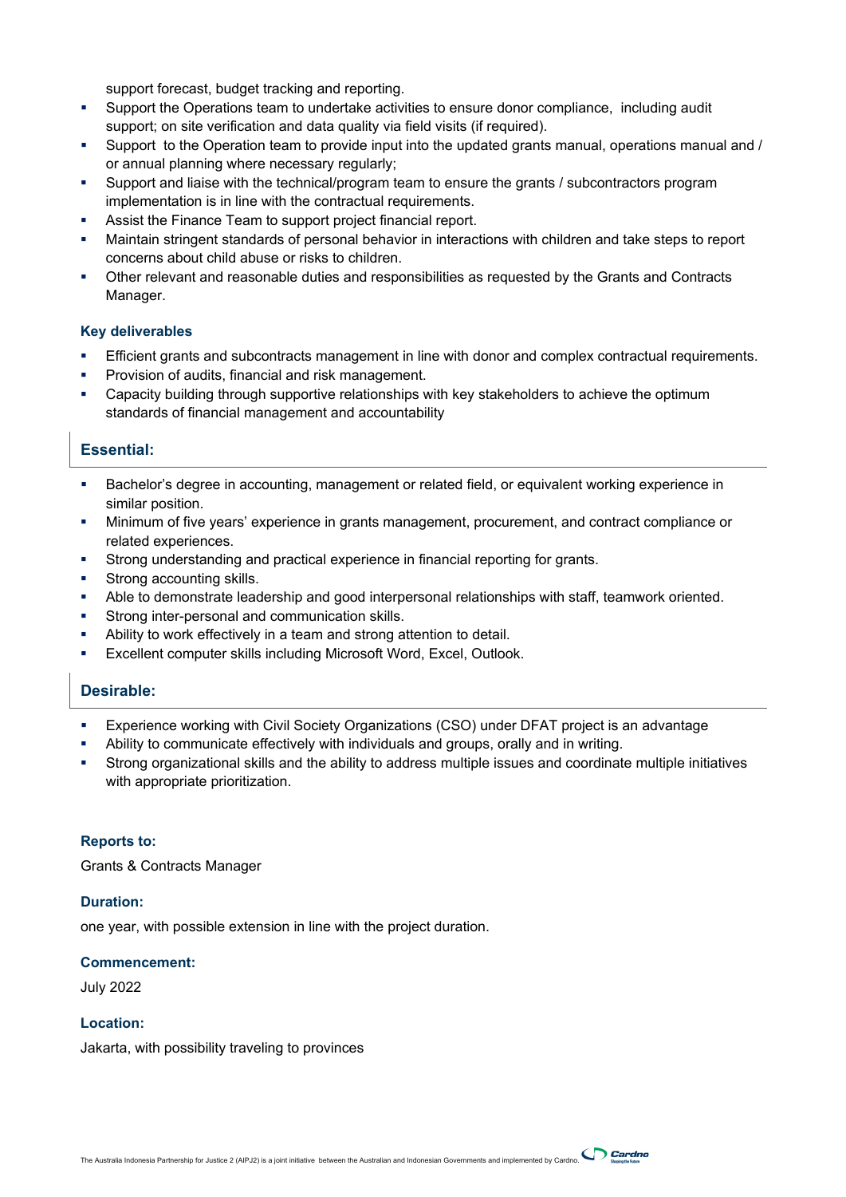support forecast, budget tracking and reporting.

- Support the Operations team to undertake activities to ensure donor compliance, including audit support; on site verification and data quality via field visits (if required).
- Support to the Operation team to provide input into the updated grants manual, operations manual and / or annual planning where necessary regularly;
- Support and liaise with the technical/program team to ensure the grants / subcontractors program implementation is in line with the contractual requirements.
- Assist the Finance Team to support project financial report.
- Maintain stringent standards of personal behavior in interactions with children and take steps to report concerns about child abuse or risks to children.
- Other relevant and reasonable duties and responsibilities as requested by the Grants and Contracts Manager.

### Key deliverables

- Efficient grants and subcontracts management in line with donor and complex contractual requirements.
- Provision of audits, financial and risk management.
- Capacity building through supportive relationships with key stakeholders to achieve the optimum standards of financial management and accountability

## Essential:

- Bachelor's degree in accounting, management or related field, or equivalent working experience in similar position.
- Minimum of five years' experience in grants management, procurement, and contract compliance or related experiences.
- Strong understanding and practical experience in financial reporting for grants.
- Strong accounting skills.
- Able to demonstrate leadership and good interpersonal relationships with staff, teamwork oriented.
- Strong inter-personal and communication skills.
- Ability to work effectively in a team and strong attention to detail.
- Excellent computer skills including Microsoft Word, Excel, Outlook.

## Desirable:

- Experience working with Civil Society Organizations (CSO) under DFAT project is an advantage
- Ability to communicate effectively with individuals and groups, orally and in writing.
- Strong organizational skills and the ability to address multiple issues and coordinate multiple initiatives with appropriate prioritization.

### Reports to:

Grants & Contracts Manager

### Duration:

one year, with possible extension in line with the project duration.

### Commencement:

July 2022

### Location:

Jakarta, with possibility traveling to provinces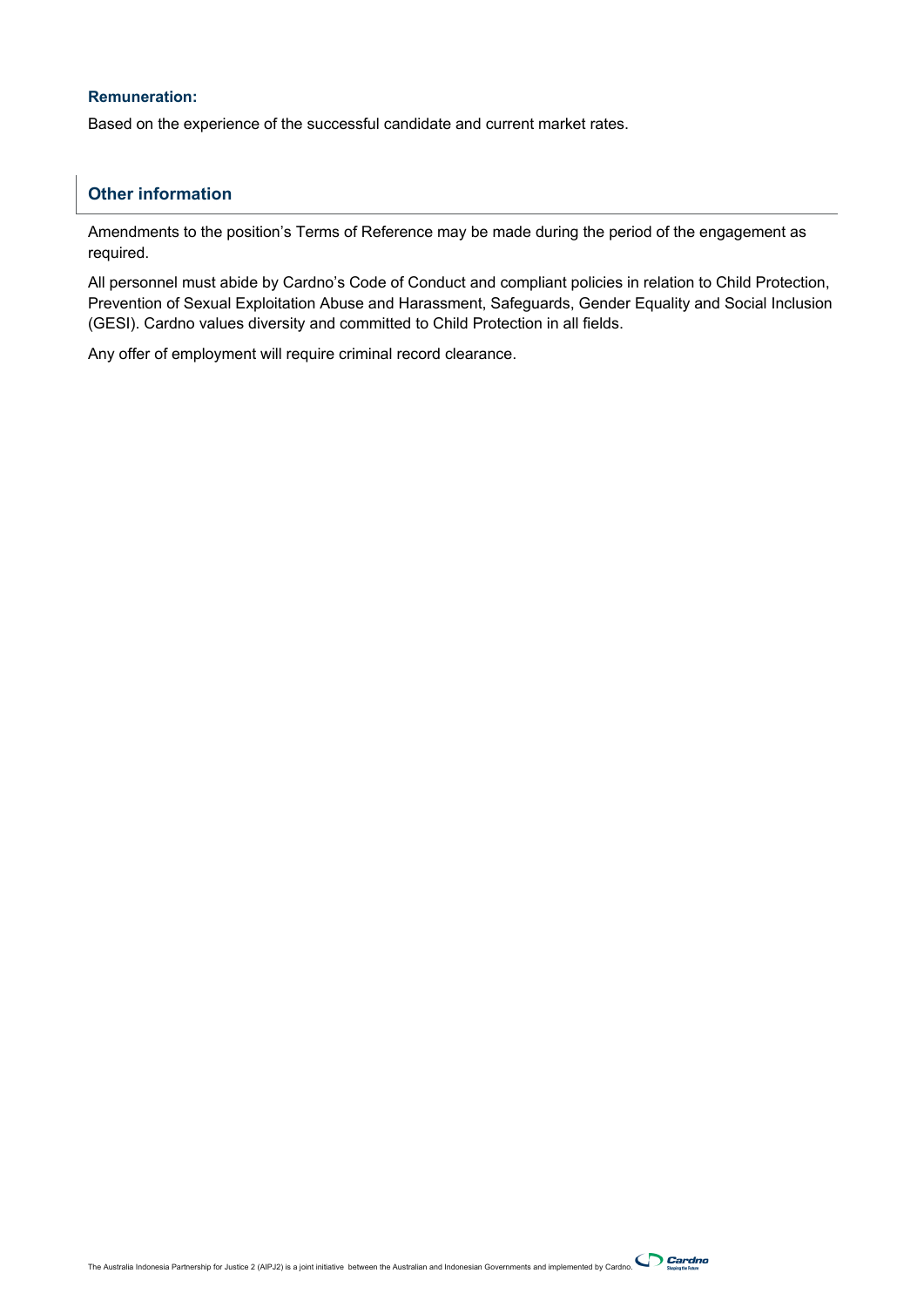**Remuneration:**

Based on the experience of the successful candidate and current market rates.

## Other information

Amendments to the position's Terms of Reference may be made during the period of the engagement as required.

All personnel must abide by Cardno's Code of Conduct and compliant policies in relation to Child Protection, Prevention of Sexual Exploitation Abuse and Harassment, Safeguards, Gender Equality and Social Inclusion (GESI). Cardno values diversity and committed to Child Protection in all fields.

Any offer of employment will require criminal record clearance.